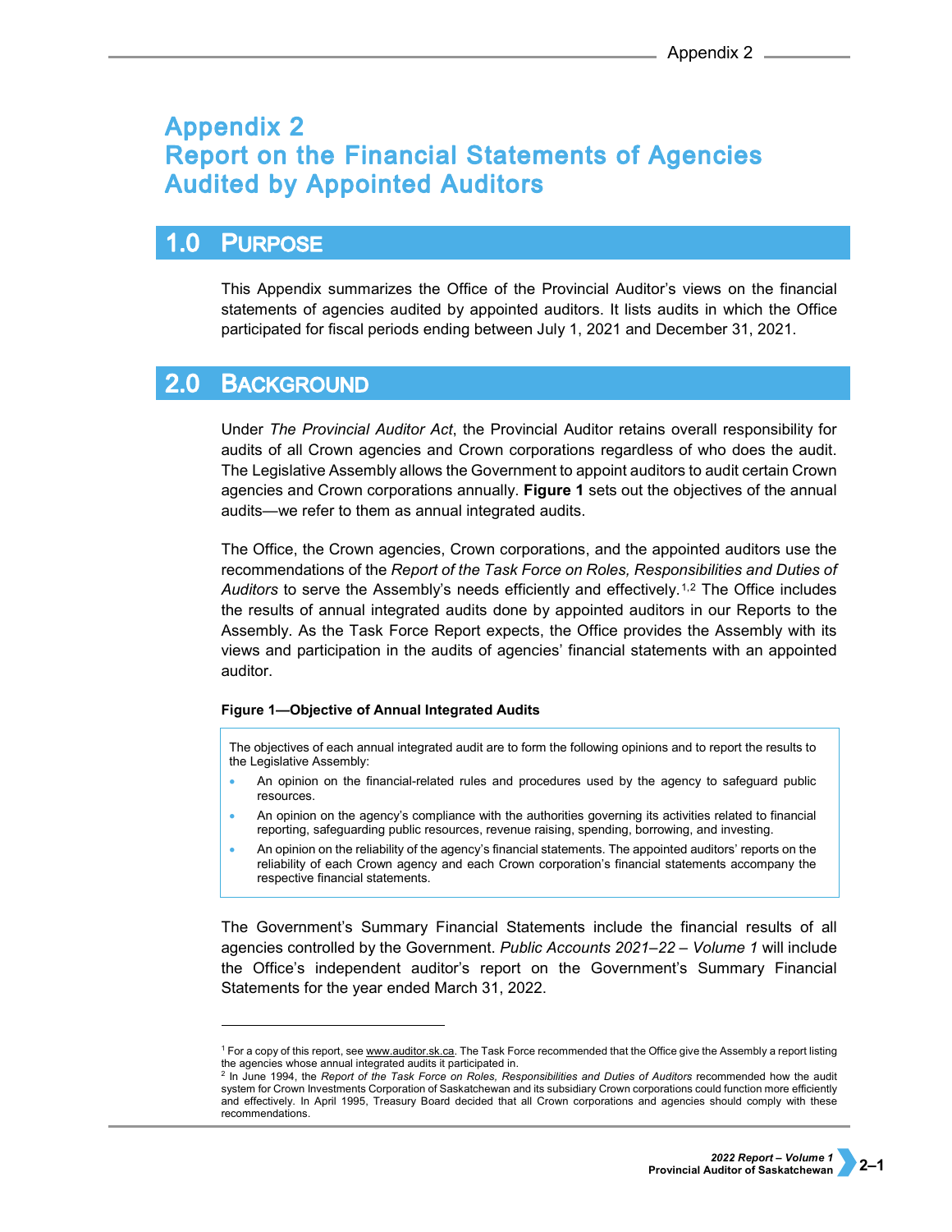# Appendix 2
# Report on the Financial Statements of Agencies Audited by Appointed Auditors

## 1.0 Purpose

This Appendix summarizes the Office of the Provincial Auditor's views on the financial statements of agencies audited by appointed auditors. It lists audits in which the Office participated for fiscal periods ending between July 1, 2021 and December 31, 2021.

## 2.0 Background

Under *The Provincial Auditor Act*, the Provincial Auditor retains overall responsibility for audits of all Crown agencies and Crown corporations regardless of who does the audit. The Legislative Assembly allows the Government to appoint auditors to audit certain Crown agencies and Crown corporations annually. **Figure 1** sets out the objectives of the annual audits—we refer to them as annual integrated audits.

The Office, the Crown agencies, Crown corporations, and the appointed auditors use the recommendations of the *Report of the Task Force on Roles, Responsibilities and Duties of Auditors* to serve the Assembly's needs efficiently and effectively.[1,2] The Office includes the results of annual integrated audits done by appointed auditors in our Reports to the Assembly. As the Task Force Report expects, the Office provides the Assembly with its views and participation in the audits of agencies' financial statements with an appointed auditor.

**Figure 1—Objective of Annual Integrated Audits**

The objectives of each annual integrated audit are to form the following opinions and to report the results to the Legislative Assembly:

- An opinion on the financial-related rules and procedures used by the agency to safeguard public resources.
- An opinion on the agency's compliance with the authorities governing its activities related to financial reporting, safeguarding public resources, revenue raising, spending, borrowing, and investing.
- An opinion on the reliability of the agency's financial statements. The appointed auditors' reports on the reliability of each Crown agency and each Crown corporation's financial statements accompany the respective financial statements.

The Government's Summary Financial Statements include the financial results of all agencies controlled by the Government. *Public Accounts 2021–22 – Volume 1* will include the Office's independent auditor's report on the Government's Summary Financial Statements for the year ended March 31, 2022.

---

[1] For a copy of this report, see www.auditor.sk.ca. The Task Force recommended that the Office give the Assembly a report listing the agencies whose annual integrated audits it participated in.

[2] In June 1994, the *Report of the Task Force on Roles, Responsibilities and Duties of Auditors* recommended how the audit system for Crown Investments Corporation of Saskatchewan and its subsidiary Crown corporations could function more efficiently and effectively. In April 1995, Treasury Board decided that all Crown corporations and agencies should comply with these recommendations.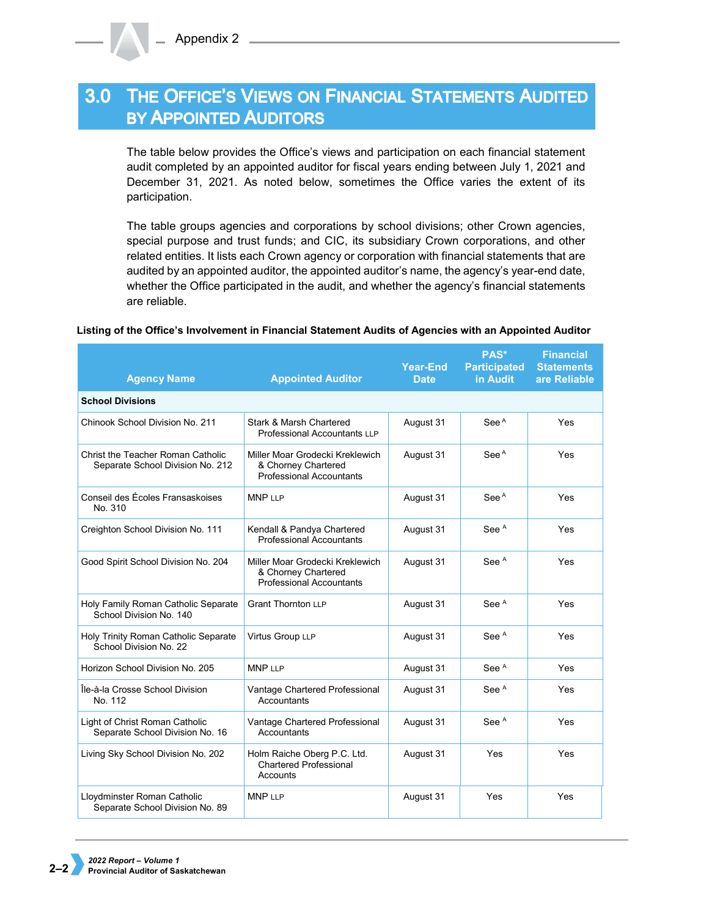## 3.0 The Office's Views on Financial Statements Audited by Appointed Auditors

The table below provides the Office's views and participation on each financial statement audit completed by an appointed auditor for fiscal years ending between July 1, 2021 and December 31, 2021. As noted below, sometimes the Office varies the extent of its participation.

The table groups agencies and corporations by school divisions; other Crown agencies, special purpose and trust funds; and CIC, its subsidiary Crown corporations, and other related entities. It lists each Crown agency or corporation with financial statements that are audited by an appointed auditor, the appointed auditor's name, the agency's year-end date, whether the Office participated in the audit, and whether the agency's financial statements are reliable.

**Listing of the Office's Involvement in Financial Statement Audits of Agencies with an Appointed Auditor**

| Agency Name | Appointed Auditor | Year-End Date | PAS* Participated in Audit | Financial Statements are Reliable |
|---|---|---|---|---|
| **School Divisions** | | | | |
| Chinook School Division No. 211 | Stark & Marsh Chartered Professional Accountants LLP | August 31 | See [A] | Yes |
| Christ the Teacher Roman Catholic Separate School Division No. 212 | Miller Moar Grodecki Kreklewich & Chorney Chartered Professional Accountants | August 31 | See [A] | Yes |
| Conseil des Écoles Fransaskoises No. 310 | MNP LLP | August 31 | See [A] | Yes |
| Creighton School Division No. 111 | Kendall & Pandya Chartered Professional Accountants | August 31 | See [A] | Yes |
| Good Spirit School Division No. 204 | Miller Moar Grodecki Kreklewich & Chorney Chartered Professional Accountants | August 31 | See [A] | Yes |
| Holy Family Roman Catholic Separate School Division No. 140 | Grant Thornton LLP | August 31 | See [A] | Yes |
| Holy Trinity Roman Catholic Separate School Division No. 22 | Virtus Group LLP | August 31 | See [A] | Yes |
| Horizon School Division No. 205 | MNP LLP | August 31 | See [A] | Yes |
| Île-à-la Crosse School Division No. 112 | Vantage Chartered Professional Accountants | August 31 | See [A] | Yes |
| Light of Christ Roman Catholic Separate School Division No. 16 | Vantage Chartered Professional Accountants | August 31 | See [A] | Yes |
| Living Sky School Division No. 202 | Holm Raiche Oberg P.C. Ltd. Chartered Professional Accounts | August 31 | Yes | Yes |
| Lloydminster Roman Catholic Separate School Division No. 89 | MNP LLP | August 31 | Yes | Yes |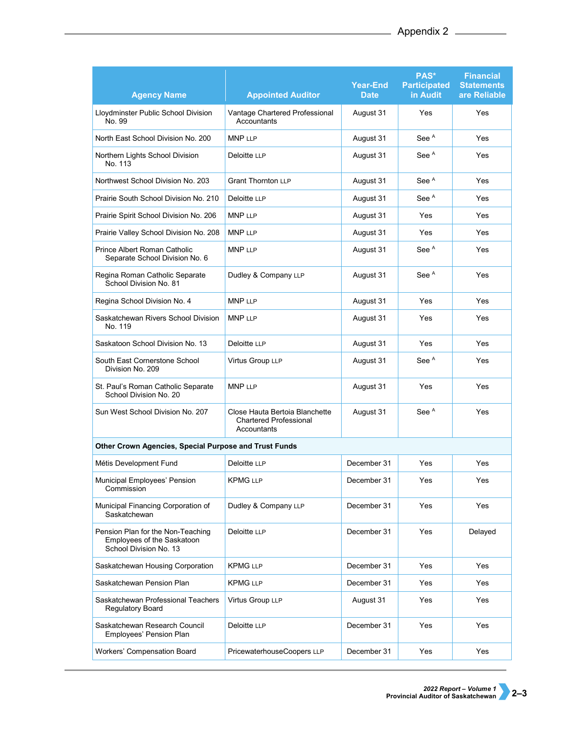| Agency Name | Appointed Auditor | Year-End Date | PAS* Participated in Audit | Financial Statements are Reliable |
|---|---|---|---|---|
| Lloydminster Public School Division No. 99 | Vantage Chartered Professional Accountants | August 31 | Yes | Yes |
| North East School Division No. 200 | MNP LLP | August 31 | See [A] | Yes |
| Northern Lights School Division No. 113 | Deloitte LLP | August 31 | See [A] | Yes |
| Northwest School Division No. 203 | Grant Thornton LLP | August 31 | See [A] | Yes |
| Prairie South School Division No. 210 | Deloitte LLP | August 31 | See [A] | Yes |
| Prairie Spirit School Division No. 206 | MNP LLP | August 31 | Yes | Yes |
| Prairie Valley School Division No. 208 | MNP LLP | August 31 | Yes | Yes |
| Prince Albert Roman Catholic Separate School Division No. 6 | MNP LLP | August 31 | See [A] | Yes |
| Regina Roman Catholic Separate School Division No. 81 | Dudley & Company LLP | August 31 | See [A] | Yes |
| Regina School Division No. 4 | MNP LLP | August 31 | Yes | Yes |
| Saskatchewan Rivers School Division No. 119 | MNP LLP | August 31 | Yes | Yes |
| Saskatoon School Division No. 13 | Deloitte LLP | August 31 | Yes | Yes |
| South East Cornerstone School Division No. 209 | Virtus Group LLP | August 31 | See [A] | Yes |
| St. Paul's Roman Catholic Separate School Division No. 20 | MNP LLP | August 31 | Yes | Yes |
| Sun West School Division No. 207 | Close Hauta Bertoia Blanchette Chartered Professional Accountants | August 31 | See [A] | Yes |
| **Other Crown Agencies, Special Purpose and Trust Funds** | | | | |
| Métis Development Fund | Deloitte LLP | December 31 | Yes | Yes |
| Municipal Employees' Pension Commission | KPMG LLP | December 31 | Yes | Yes |
| Municipal Financing Corporation of Saskatchewan | Dudley & Company LLP | December 31 | Yes | Yes |
| Pension Plan for the Non-Teaching Employees of the Saskatoon School Division No. 13 | Deloitte LLP | December 31 | Yes | Delayed |
| Saskatchewan Housing Corporation | KPMG LLP | December 31 | Yes | Yes |
| Saskatchewan Pension Plan | KPMG LLP | December 31 | Yes | Yes |
| Saskatchewan Professional Teachers Regulatory Board | Virtus Group LLP | August 31 | Yes | Yes |
| Saskatchewan Research Council Employees' Pension Plan | Deloitte LLP | December 31 | Yes | Yes |
| Workers' Compensation Board | PricewaterhouseCoopers LLP | December 31 | Yes | Yes |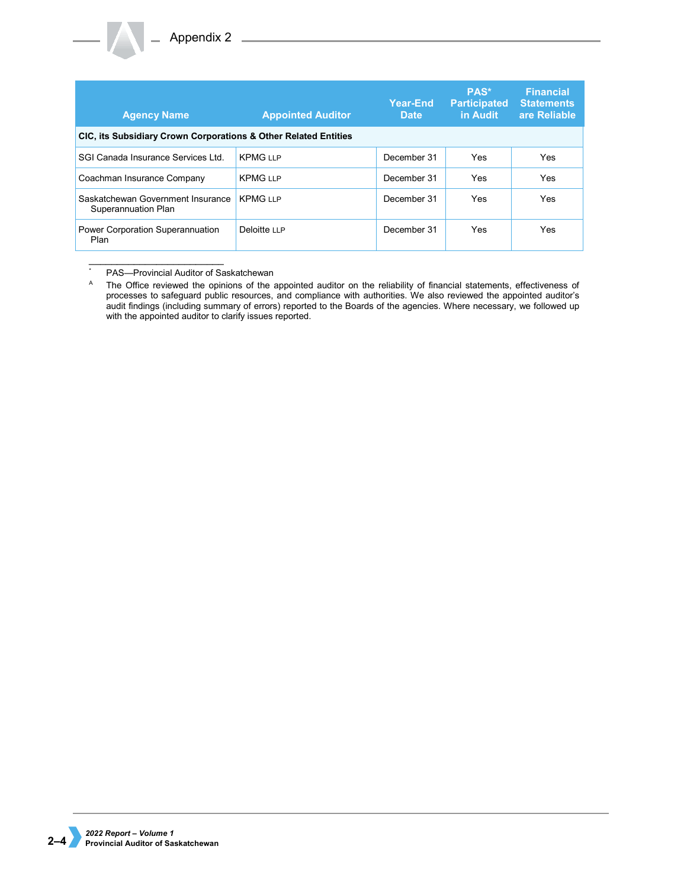| Agency Name | Appointed Auditor | Year-End Date | PAS* Participated in Audit | Financial Statements are Reliable |
|---|---|---|---|---|
| **CIC, its Subsidiary Crown Corporations & Other Related Entities** | | | | |
| SGI Canada Insurance Services Ltd. | KPMG LLP | December 31 | Yes | Yes |
| Coachman Insurance Company | KPMG LLP | December 31 | Yes | Yes |
| Saskatchewan Government Insurance Superannuation Plan | KPMG LLP | December 31 | Yes | Yes |
| Power Corporation Superannuation Plan | Deloitte LLP | December 31 | Yes | Yes |

\* PAS—Provincial Auditor of Saskatchewan

A The Office reviewed the opinions of the appointed auditor on the reliability of financial statements, effectiveness of processes to safeguard public resources, and compliance with authorities. We also reviewed the appointed auditor's audit findings (including summary of errors) reported to the Boards of the agencies. Where necessary, we followed up with the appointed auditor to clarify issues reported.